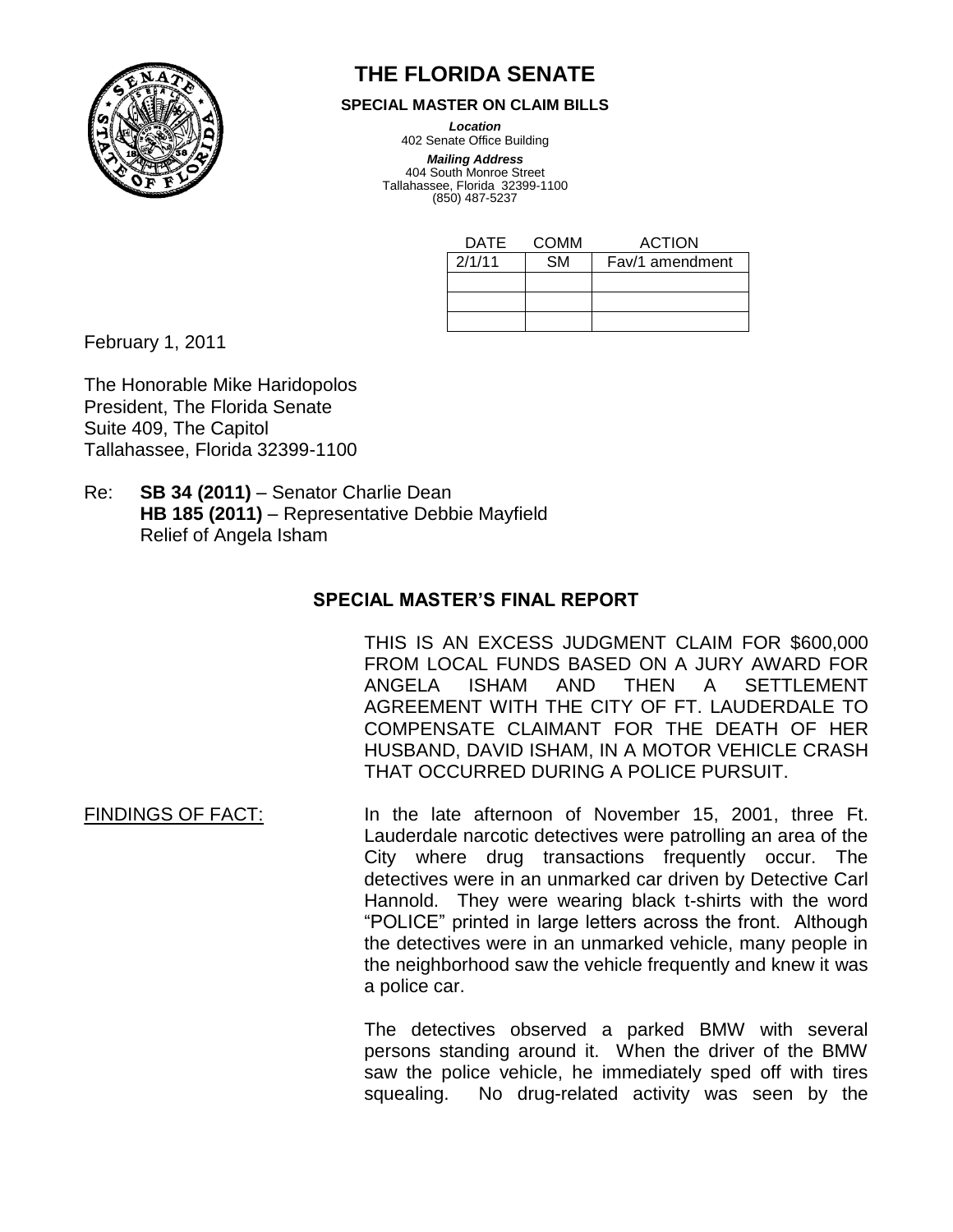# THE FLORIDA SENATE

**SPECIAL MASTER ON CLAIM BILLS**

***Location***
402 Senate Office Building

***Mailing Address***
404 South Monroe Street
Tallahassee, Florida 32399-1100
(850) 487-5237

| DATE | COMM | ACTION |
|---|---|---|
| 2/1/11 | SM | Fav/1 amendment |
| | | |
| | | |
| | | |

February 1, 2011

The Honorable Mike Haridopolos
President, The Florida Senate
Suite 409, The Capitol
Tallahassee, Florida 32399-1100

Re: **SB 34 (2011)** – Senator Charlie Dean
**HB 185 (2011)** – Representative Debbie Mayfield
Relief of Angela Isham

## SPECIAL MASTER'S FINAL REPORT

THIS IS AN EXCESS JUDGMENT CLAIM FOR $600,000 FROM LOCAL FUNDS BASED ON A JURY AWARD FOR ANGELA ISHAM AND THEN A SETTLEMENT AGREEMENT WITH THE CITY OF FT. LAUDERDALE TO COMPENSATE CLAIMANT FOR THE DEATH OF HER HUSBAND, DAVID ISHAM, IN A MOTOR VEHICLE CRASH THAT OCCURRED DURING A POLICE PURSUIT.

FINDINGS OF FACT:

In the late afternoon of November 15, 2001, three Ft. Lauderdale narcotic detectives were patrolling an area of the City where drug transactions frequently occur. The detectives were in an unmarked car driven by Detective Carl Hannold. They were wearing black t-shirts with the word "POLICE" printed in large letters across the front. Although the detectives were in an unmarked vehicle, many people in the neighborhood saw the vehicle frequently and knew it was a police car.

The detectives observed a parked BMW with several persons standing around it. When the driver of the BMW saw the police vehicle, he immediately sped off with tires squealing. No drug-related activity was seen by the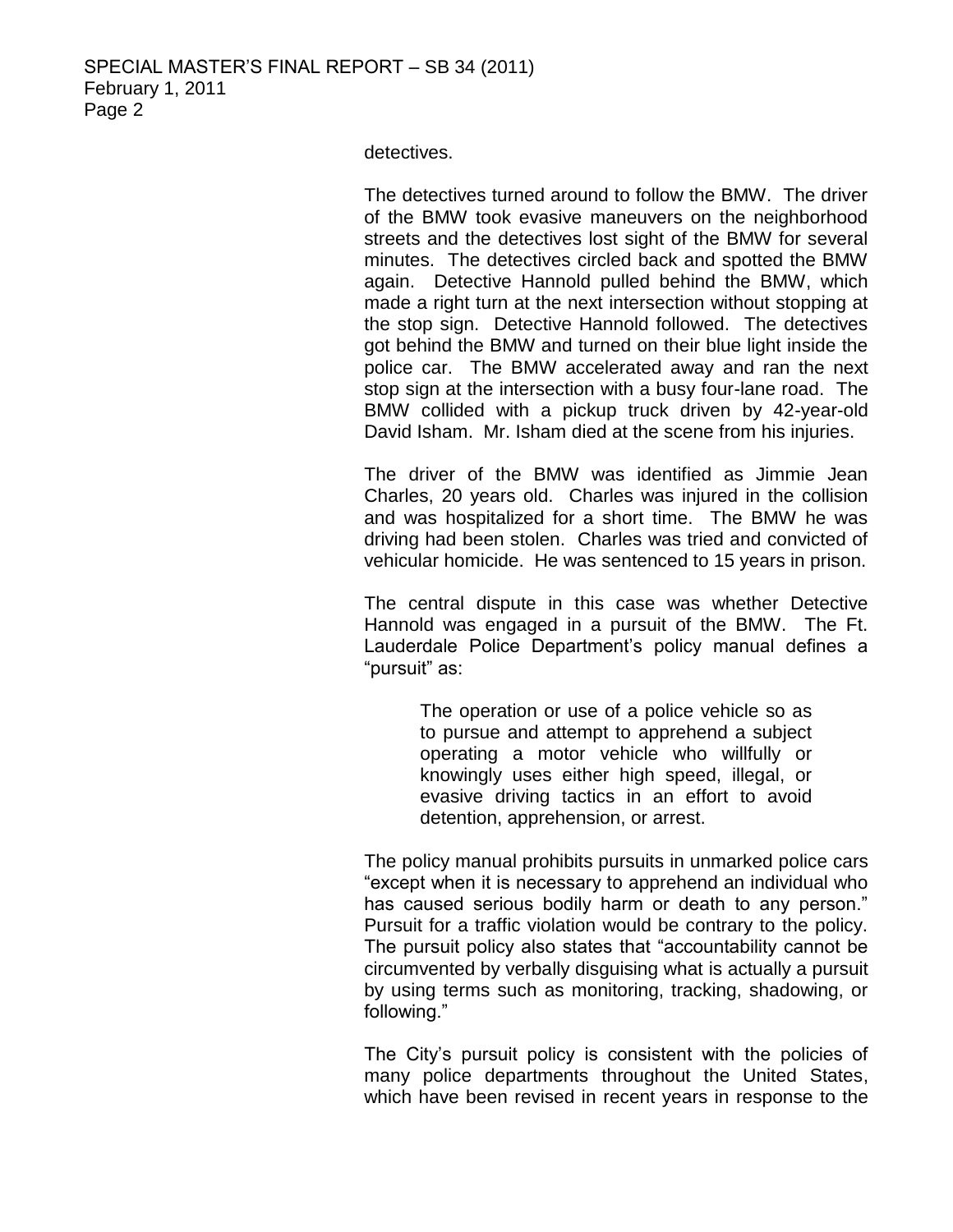detectives.

The detectives turned around to follow the BMW. The driver of the BMW took evasive maneuvers on the neighborhood streets and the detectives lost sight of the BMW for several minutes. The detectives circled back and spotted the BMW again. Detective Hannold pulled behind the BMW, which made a right turn at the next intersection without stopping at the stop sign. Detective Hannold followed. The detectives got behind the BMW and turned on their blue light inside the police car. The BMW accelerated away and ran the next stop sign at the intersection with a busy four-lane road. The BMW collided with a pickup truck driven by 42-year-old David Isham. Mr. Isham died at the scene from his injuries.

The driver of the BMW was identified as Jimmie Jean Charles, 20 years old. Charles was injured in the collision and was hospitalized for a short time. The BMW he was driving had been stolen. Charles was tried and convicted of vehicular homicide. He was sentenced to 15 years in prison.

The central dispute in this case was whether Detective Hannold was engaged in a pursuit of the BMW. The Ft. Lauderdale Police Department's policy manual defines a "pursuit" as:

> The operation or use of a police vehicle so as to pursue and attempt to apprehend a subject operating a motor vehicle who willfully or knowingly uses either high speed, illegal, or evasive driving tactics in an effort to avoid detention, apprehension, or arrest.

The policy manual prohibits pursuits in unmarked police cars "except when it is necessary to apprehend an individual who has caused serious bodily harm or death to any person." Pursuit for a traffic violation would be contrary to the policy. The pursuit policy also states that "accountability cannot be circumvented by verbally disguising what is actually a pursuit by using terms such as monitoring, tracking, shadowing, or following."

The City's pursuit policy is consistent with the policies of many police departments throughout the United States, which have been revised in recent years in response to the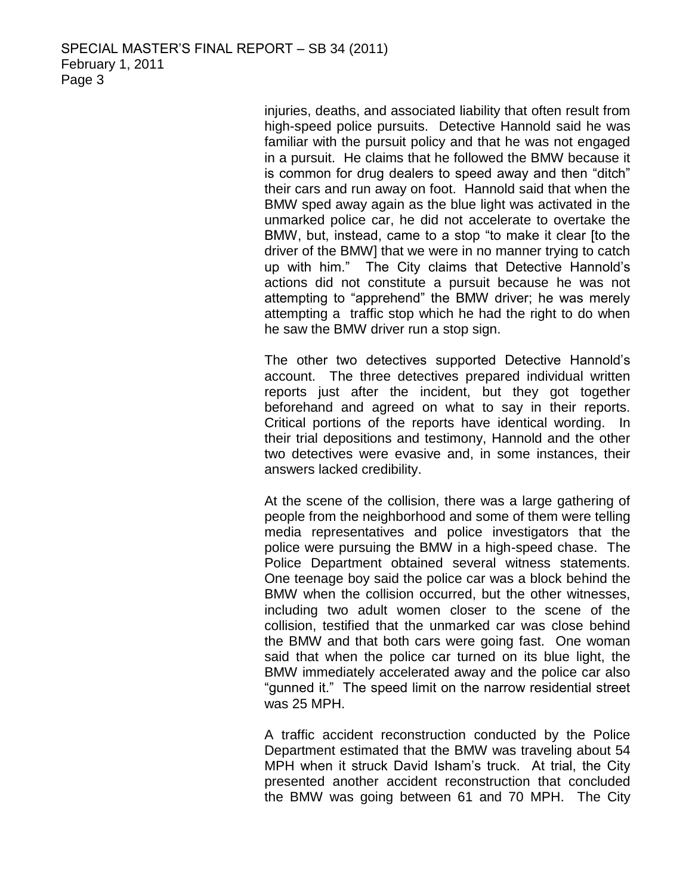injuries, deaths, and associated liability that often result from high-speed police pursuits. Detective Hannold said he was familiar with the pursuit policy and that he was not engaged in a pursuit. He claims that he followed the BMW because it is common for drug dealers to speed away and then "ditch" their cars and run away on foot. Hannold said that when the BMW sped away again as the blue light was activated in the unmarked police car, he did not accelerate to overtake the BMW, but, instead, came to a stop "to make it clear [to the driver of the BMW] that we were in no manner trying to catch up with him." The City claims that Detective Hannold's actions did not constitute a pursuit because he was not attempting to "apprehend" the BMW driver; he was merely attempting a traffic stop which he had the right to do when he saw the BMW driver run a stop sign.

The other two detectives supported Detective Hannold's account. The three detectives prepared individual written reports just after the incident, but they got together beforehand and agreed on what to say in their reports. Critical portions of the reports have identical wording. In their trial depositions and testimony, Hannold and the other two detectives were evasive and, in some instances, their answers lacked credibility.

At the scene of the collision, there was a large gathering of people from the neighborhood and some of them were telling media representatives and police investigators that the police were pursuing the BMW in a high-speed chase. The Police Department obtained several witness statements. One teenage boy said the police car was a block behind the BMW when the collision occurred, but the other witnesses, including two adult women closer to the scene of the collision, testified that the unmarked car was close behind the BMW and that both cars were going fast. One woman said that when the police car turned on its blue light, the BMW immediately accelerated away and the police car also "gunned it." The speed limit on the narrow residential street was 25 MPH.

A traffic accident reconstruction conducted by the Police Department estimated that the BMW was traveling about 54 MPH when it struck David Isham's truck. At trial, the City presented another accident reconstruction that concluded the BMW was going between 61 and 70 MPH. The City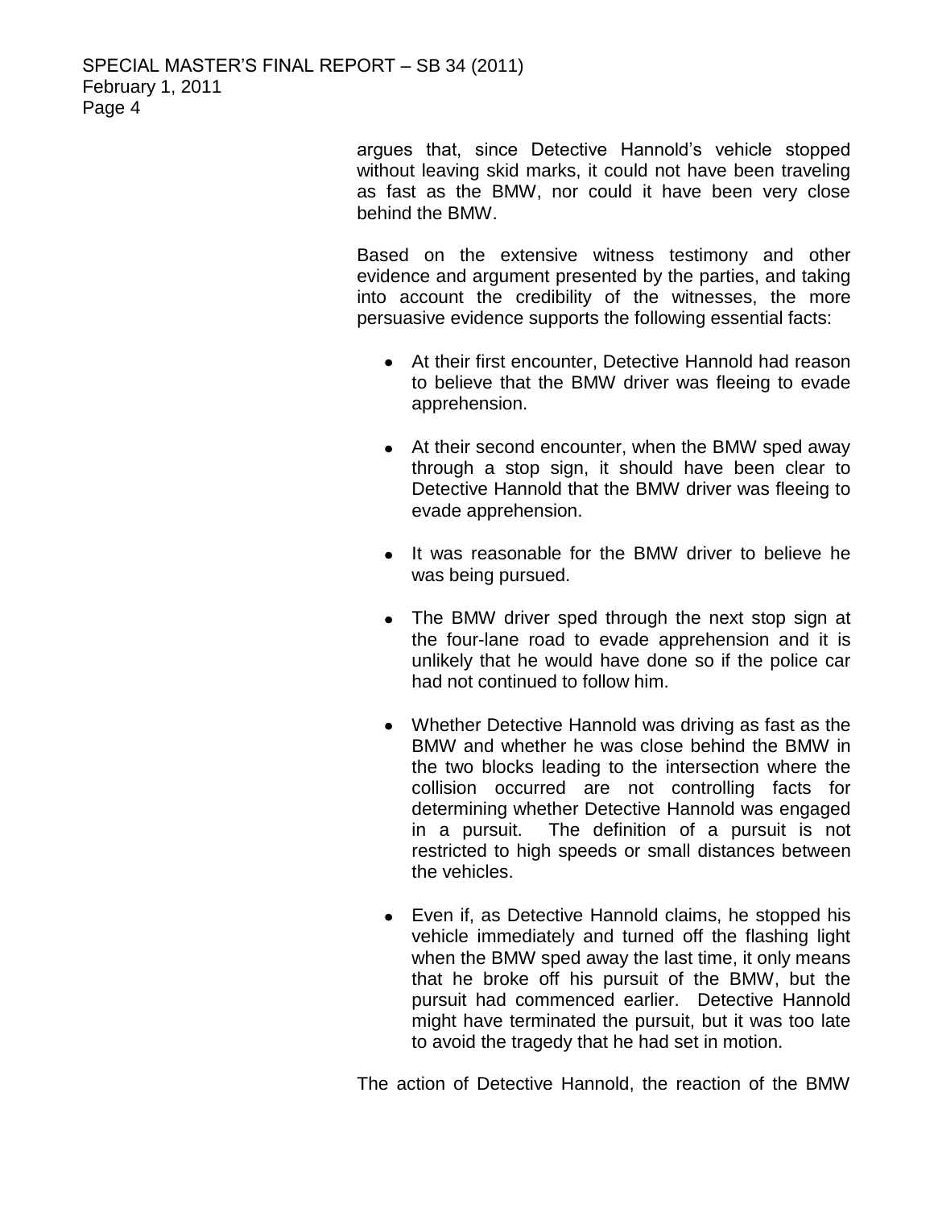argues that, since Detective Hannold's vehicle stopped without leaving skid marks, it could not have been traveling as fast as the BMW, nor could it have been very close behind the BMW.

Based on the extensive witness testimony and other evidence and argument presented by the parties, and taking into account the credibility of the witnesses, the more persuasive evidence supports the following essential facts:

- At their first encounter, Detective Hannold had reason to believe that the BMW driver was fleeing to evade apprehension.
- At their second encounter, when the BMW sped away through a stop sign, it should have been clear to Detective Hannold that the BMW driver was fleeing to evade apprehension.
- It was reasonable for the BMW driver to believe he was being pursued.
- The BMW driver sped through the next stop sign at the four-lane road to evade apprehension and it is unlikely that he would have done so if the police car had not continued to follow him.
- Whether Detective Hannold was driving as fast as the BMW and whether he was close behind the BMW in the two blocks leading to the intersection where the collision occurred are not controlling facts for determining whether Detective Hannold was engaged in a pursuit. The definition of a pursuit is not restricted to high speeds or small distances between the vehicles.
- Even if, as Detective Hannold claims, he stopped his vehicle immediately and turned off the flashing light when the BMW sped away the last time, it only means that he broke off his pursuit of the BMW, but the pursuit had commenced earlier. Detective Hannold might have terminated the pursuit, but it was too late to avoid the tragedy that he had set in motion.

The action of Detective Hannold, the reaction of the BMW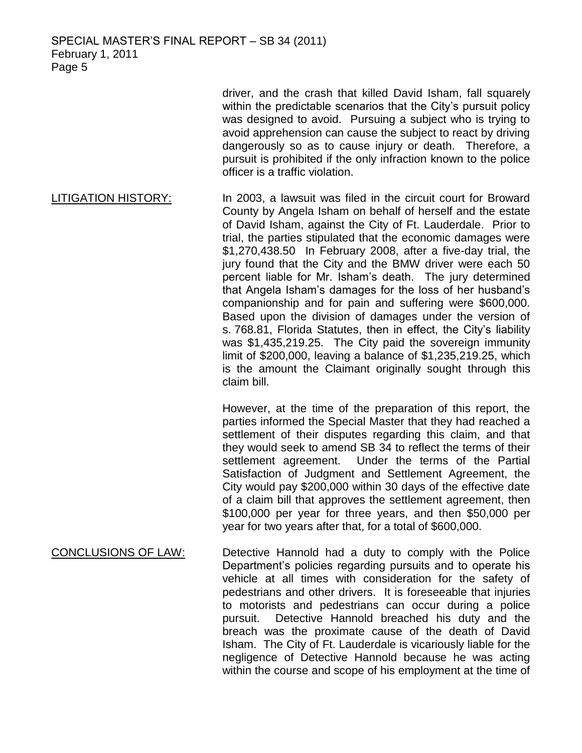driver, and the crash that killed David Isham, fall squarely within the predictable scenarios that the City's pursuit policy was designed to avoid. Pursuing a subject who is trying to avoid apprehension can cause the subject to react by driving dangerously so as to cause injury or death. Therefore, a pursuit is prohibited if the only infraction known to the police officer is a traffic violation.

LITIGATION HISTORY: In 2003, a lawsuit was filed in the circuit court for Broward County by Angela Isham on behalf of herself and the estate of David Isham, against the City of Ft. Lauderdale. Prior to trial, the parties stipulated that the economic damages were $1,270,438.50 In February 2008, after a five-day trial, the jury found that the City and the BMW driver were each 50 percent liable for Mr. Isham's death. The jury determined that Angela Isham's damages for the loss of her husband's companionship and for pain and suffering were $600,000. Based upon the division of damages under the version of s. 768.81, Florida Statutes, then in effect, the City's liability was $1,435,219.25. The City paid the sovereign immunity limit of $200,000, leaving a balance of $1,235,219.25, which is the amount the Claimant originally sought through this claim bill.

However, at the time of the preparation of this report, the parties informed the Special Master that they had reached a settlement of their disputes regarding this claim, and that they would seek to amend SB 34 to reflect the terms of their settlement agreement. Under the terms of the Partial Satisfaction of Judgment and Settlement Agreement, the City would pay $200,000 within 30 days of the effective date of a claim bill that approves the settlement agreement, then $100,000 per year for three years, and then $50,000 per year for two years after that, for a total of $600,000.

CONCLUSIONS OF LAW: Detective Hannold had a duty to comply with the Police Department's policies regarding pursuits and to operate his vehicle at all times with consideration for the safety of pedestrians and other drivers. It is foreseeable that injuries to motorists and pedestrians can occur during a police pursuit. Detective Hannold breached his duty and the breach was the proximate cause of the death of David Isham. The City of Ft. Lauderdale is vicariously liable for the negligence of Detective Hannold because he was acting within the course and scope of his employment at the time of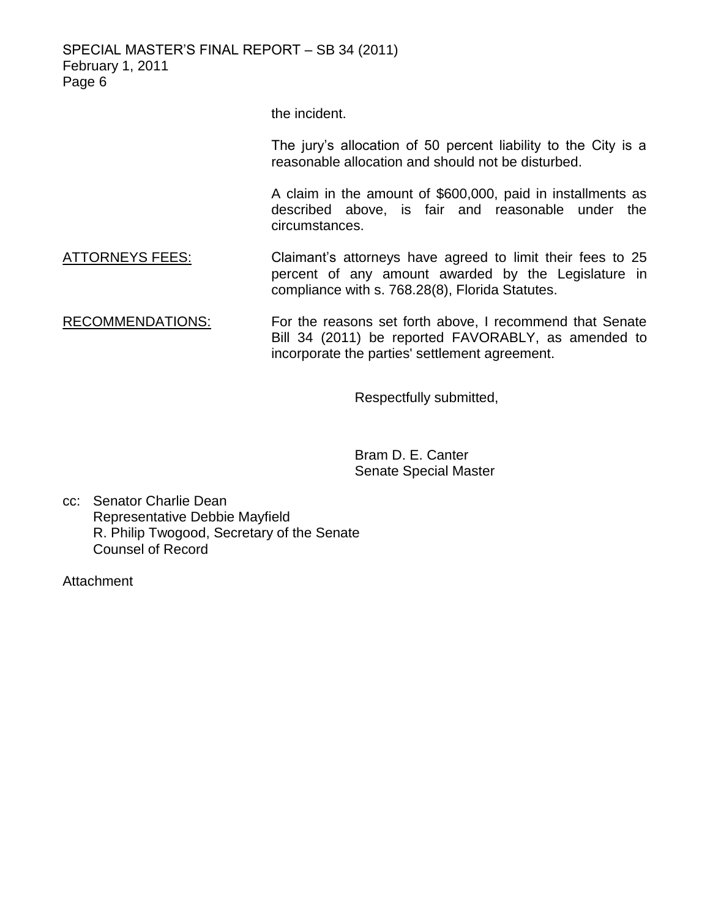the incident.

The jury's allocation of 50 percent liability to the City is a reasonable allocation and should not be disturbed.

A claim in the amount of $600,000, paid in installments as described above, is fair and reasonable under the circumstances.

ATTORNEYS FEES: Claimant's attorneys have agreed to limit their fees to 25 percent of any amount awarded by the Legislature in compliance with s. 768.28(8), Florida Statutes.

RECOMMENDATIONS: For the reasons set forth above, I recommend that Senate Bill 34 (2011) be reported FAVORABLY, as amended to incorporate the parties' settlement agreement.

Respectfully submitted,

Bram D. E. Canter
Senate Special Master

cc: Senator Charlie Dean
Representative Debbie Mayfield
R. Philip Twogood, Secretary of the Senate
Counsel of Record

Attachment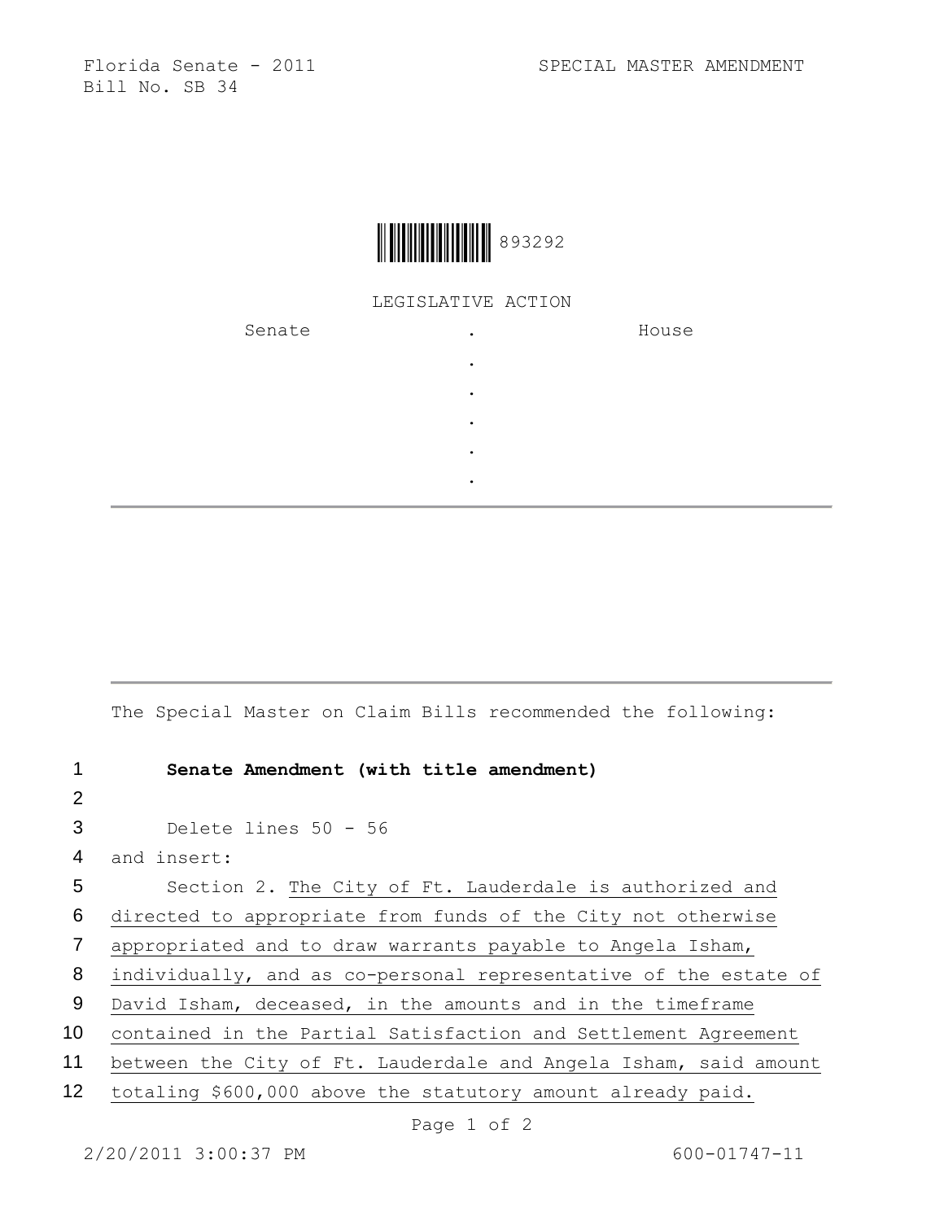Florida Senate - 2011 SPECIAL MASTER AMENDMENT
Bill No. SB 34

893292

LEGISLATIVE ACTION

| Senate | . | House |
|---|---|---|
| | . | |
| | . | |
| | . | |
| | . | |
| | . | |

The Special Master on Claim Bills recommended the following:

1 **Senate Amendment (with title amendment)**

2

3 Delete lines 50 - 56

4 and insert:

5 Section 2. The City of Ft. Lauderdale is authorized and

6 directed to appropriate from funds of the City not otherwise

7 appropriated and to draw warrants payable to Angela Isham,

8 individually, and as co-personal representative of the estate of

9 David Isham, deceased, in the amounts and in the timeframe

10 contained in the Partial Satisfaction and Settlement Agreement

11 between the City of Ft. Lauderdale and Angela Isham, said amount

12 totaling $600,000 above the statutory amount already paid.

2/20/2011 3:00:37 PM 600-01747-11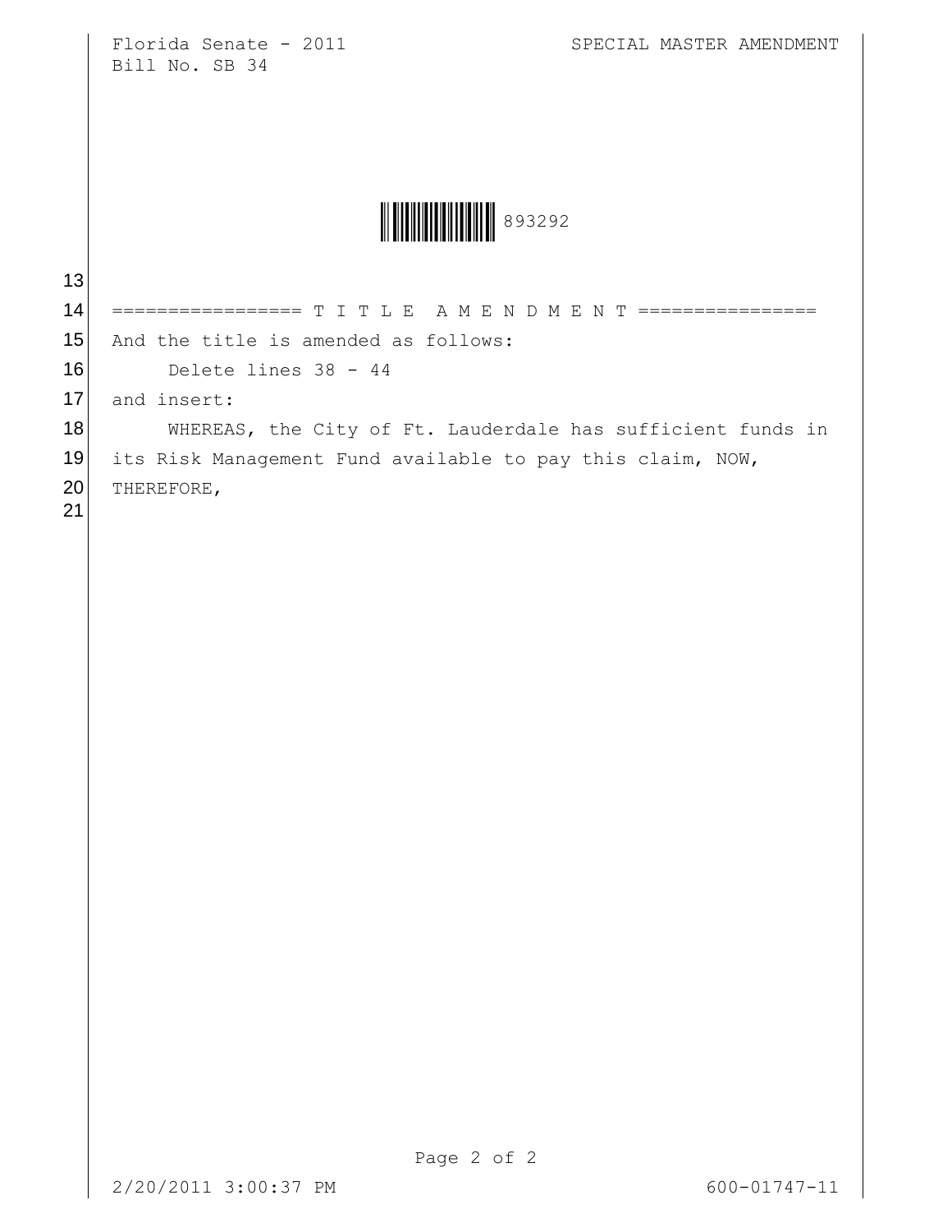================= T I T L E A M E N D M E N T ================

And the title is amended as follows:

Delete lines 38 - 44

and insert:

WHEREAS, the City of Ft. Lauderdale has sufficient funds in its Risk Management Fund available to pay this claim, NOW, THEREFORE,